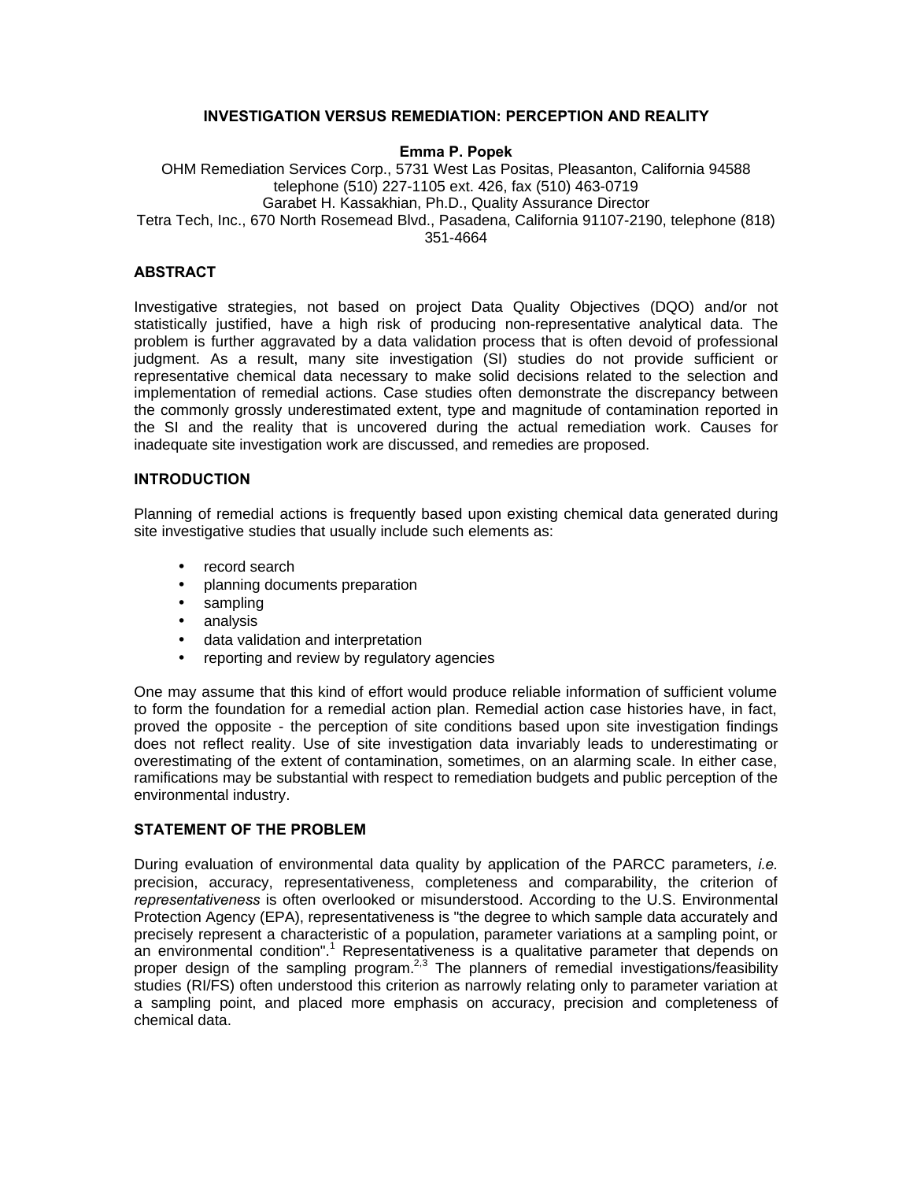# INVESTIGATION VERSUS REMEDIATION: PERCEPTION AND REALITY

**Emma P. Popek**

OHM Remediation Services Corp., 5731 West Las Positas, Pleasanton, California 94588
telephone (510) 227-1105 ext. 426, fax (510) 463-0719
Garabet H. Kassakhian, Ph.D., Quality Assurance Director
Tetra Tech, Inc., 670 North Rosemead Blvd., Pasadena, California 91107-2190, telephone (818) 351-4664

## ABSTRACT

Investigative strategies, not based on project Data Quality Objectives (DQO) and/or not statistically justified, have a high risk of producing non-representative analytical data. The problem is further aggravated by a data validation process that is often devoid of professional judgment. As a result, many site investigation (SI) studies do not provide sufficient or representative chemical data necessary to make solid decisions related to the selection and implementation of remedial actions. Case studies often demonstrate the discrepancy between the commonly grossly underestimated extent, type and magnitude of contamination reported in the SI and the reality that is uncovered during the actual remediation work. Causes for inadequate site investigation work are discussed, and remedies are proposed.

## INTRODUCTION

Planning of remedial actions is frequently based upon existing chemical data generated during site investigative studies that usually include such elements as:

- record search
- planning documents preparation
- sampling
- analysis
- data validation and interpretation
- reporting and review by regulatory agencies

One may assume that this kind of effort would produce reliable information of sufficient volume to form the foundation for a remedial action plan. Remedial action case histories have, in fact, proved the opposite - the perception of site conditions based upon site investigation findings does not reflect reality. Use of site investigation data invariably leads to underestimating or overestimating of the extent of contamination, sometimes, on an alarming scale. In either case, ramifications may be substantial with respect to remediation budgets and public perception of the environmental industry.

## STATEMENT OF THE PROBLEM

During evaluation of environmental data quality by application of the PARCC parameters, *i.e.* precision, accuracy, representativeness, completeness and comparability, the criterion of *representativeness* is often overlooked or misunderstood. According to the U.S. Environmental Protection Agency (EPA), representativeness is "the degree to which sample data accurately and precisely represent a characteristic of a population, parameter variations at a sampling point, or an environmental condition".[1] Representativeness is a qualitative parameter that depends on proper design of the sampling program.[2,3] The planners of remedial investigations/feasibility studies (RI/FS) often understood this criterion as narrowly relating only to parameter variation at a sampling point, and placed more emphasis on accuracy, precision and completeness of chemical data.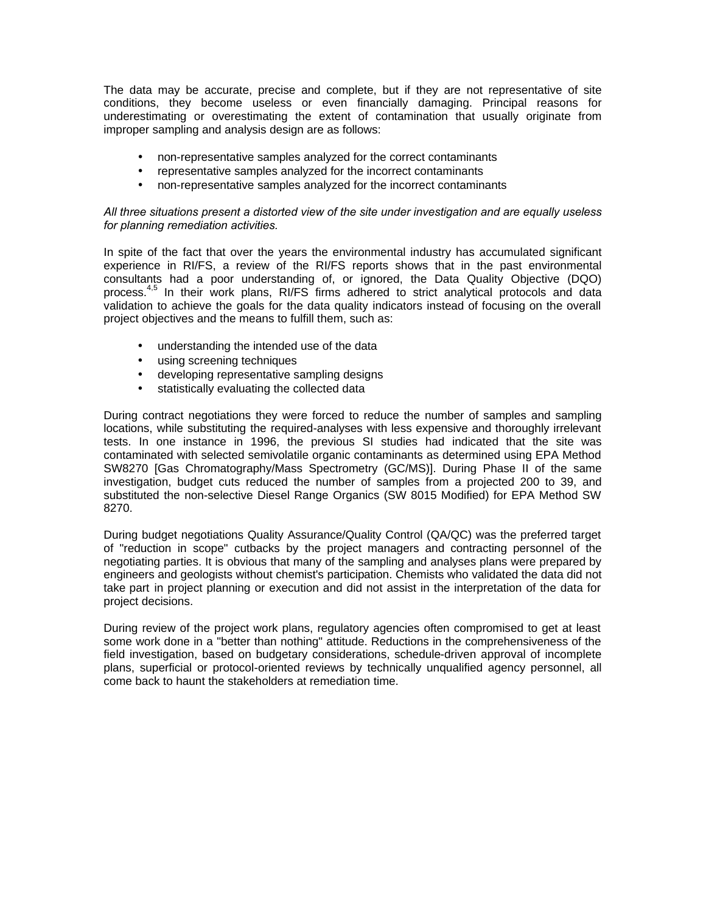The data may be accurate, precise and complete, but if they are not representative of site conditions, they become useless or even financially damaging. Principal reasons for underestimating or overestimating the extent of contamination that usually originate from improper sampling and analysis design are as follows:

- non-representative samples analyzed for the correct contaminants
- representative samples analyzed for the incorrect contaminants
- non-representative samples analyzed for the incorrect contaminants

*All three situations present a distorted view of the site under investigation and are equally useless for planning remediation activities.*

In spite of the fact that over the years the environmental industry has accumulated significant experience in RI/FS, a review of the RI/FS reports shows that in the past environmental consultants had a poor understanding of, or ignored, the Data Quality Objective (DQO) process.[4,5] In their work plans, RI/FS firms adhered to strict analytical protocols and data validation to achieve the goals for the data quality indicators instead of focusing on the overall project objectives and the means to fulfill them, such as:

- understanding the intended use of the data
- using screening techniques
- developing representative sampling designs
- statistically evaluating the collected data

During contract negotiations they were forced to reduce the number of samples and sampling locations, while substituting the required-analyses with less expensive and thoroughly irrelevant tests. In one instance in 1996, the previous SI studies had indicated that the site was contaminated with selected semivolatile organic contaminants as determined using EPA Method SW8270 [Gas Chromatography/Mass Spectrometry (GC/MS)]. During Phase II of the same investigation, budget cuts reduced the number of samples from a projected 200 to 39, and substituted the non-selective Diesel Range Organics (SW 8015 Modified) for EPA Method SW 8270.

During budget negotiations Quality Assurance/Quality Control (QA/QC) was the preferred target of "reduction in scope" cutbacks by the project managers and contracting personnel of the negotiating parties. It is obvious that many of the sampling and analyses plans were prepared by engineers and geologists without chemist's participation. Chemists who validated the data did not take part in project planning or execution and did not assist in the interpretation of the data for project decisions.

During review of the project work plans, regulatory agencies often compromised to get at least some work done in a "better than nothing" attitude. Reductions in the comprehensiveness of the field investigation, based on budgetary considerations, schedule-driven approval of incomplete plans, superficial or protocol-oriented reviews by technically unqualified agency personnel, all come back to haunt the stakeholders at remediation time.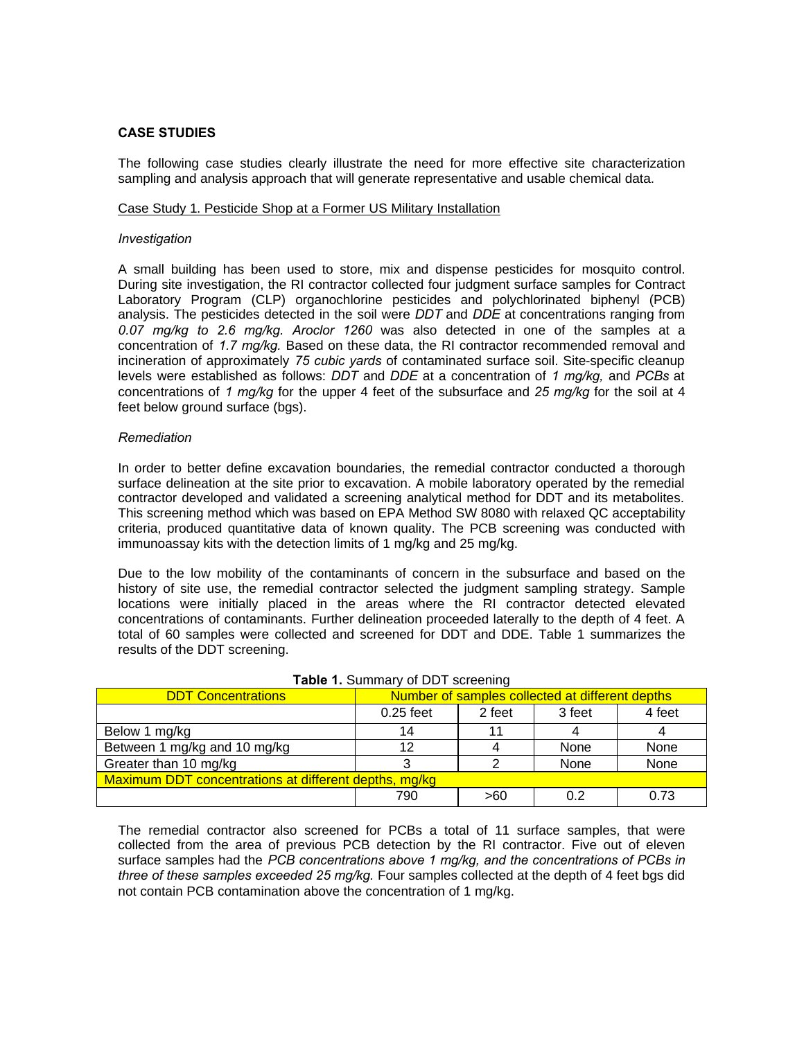**CASE STUDIES**

The following case studies clearly illustrate the need for more effective site characterization sampling and analysis approach that will generate representative and usable chemical data.

Case Study 1. Pesticide Shop at a Former US Military Installation

*Investigation*

A small building has been used to store, mix and dispense pesticides for mosquito control. During site investigation, the RI contractor collected four judgment surface samples for Contract Laboratory Program (CLP) organochlorine pesticides and polychlorinated biphenyl (PCB) analysis. The pesticides detected in the soil were *DDT* and *DDE* at concentrations ranging from *0.07 mg/kg to 2.6 mg/kg. Aroclor 1260* was also detected in one of the samples at a concentration of *1.7 mg/kg.* Based on these data, the RI contractor recommended removal and incineration of approximately *75 cubic yards* of contaminated surface soil. Site-specific cleanup levels were established as follows: *DDT* and *DDE* at a concentration of *1 mg/kg,* and *PCBs* at concentrations of *1 mg/kg* for the upper 4 feet of the subsurface and *25 mg/kg* for the soil at 4 feet below ground surface (bgs).

*Remediation*

In order to better define excavation boundaries, the remedial contractor conducted a thorough surface delineation at the site prior to excavation. A mobile laboratory operated by the remedial contractor developed and validated a screening analytical method for DDT and its metabolites. This screening method which was based on EPA Method SW 8080 with relaxed QC acceptability criteria, produced quantitative data of known quality. The PCB screening was conducted with immunoassay kits with the detection limits of 1 mg/kg and 25 mg/kg.

Due to the low mobility of the contaminants of concern in the subsurface and based on the history of site use, the remedial contractor selected the judgment sampling strategy. Sample locations were initially placed in the areas where the RI contractor detected elevated concentrations of contaminants. Further delineation proceeded laterally to the depth of 4 feet. A total of 60 samples were collected and screened for DDT and DDE. Table 1 summarizes the results of the DDT screening.

**Table 1.** Summary of DDT screening

| DDT Concentrations | Number of samples collected at different depths | | | |
|---|---|---|---|---|
| | 0.25 feet | 2 feet | 3 feet | 4 feet |
| Below 1 mg/kg | 14 | 11 | 4 | 4 |
| Between 1 mg/kg and 10 mg/kg | 12 | 4 | None | None |
| Greater than 10 mg/kg | 3 | 2 | None | None |
| Maximum DDT concentrations at different depths, mg/kg | | | | |
| | 790 | >60 | 0.2 | 0.73 |

The remedial contractor also screened for PCBs a total of 11 surface samples, that were collected from the area of previous PCB detection by the RI contractor. Five out of eleven surface samples had the *PCB concentrations above 1 mg/kg, and the concentrations of PCBs in three of these samples exceeded 25 mg/kg.* Four samples collected at the depth of 4 feet bgs did not contain PCB contamination above the concentration of 1 mg/kg.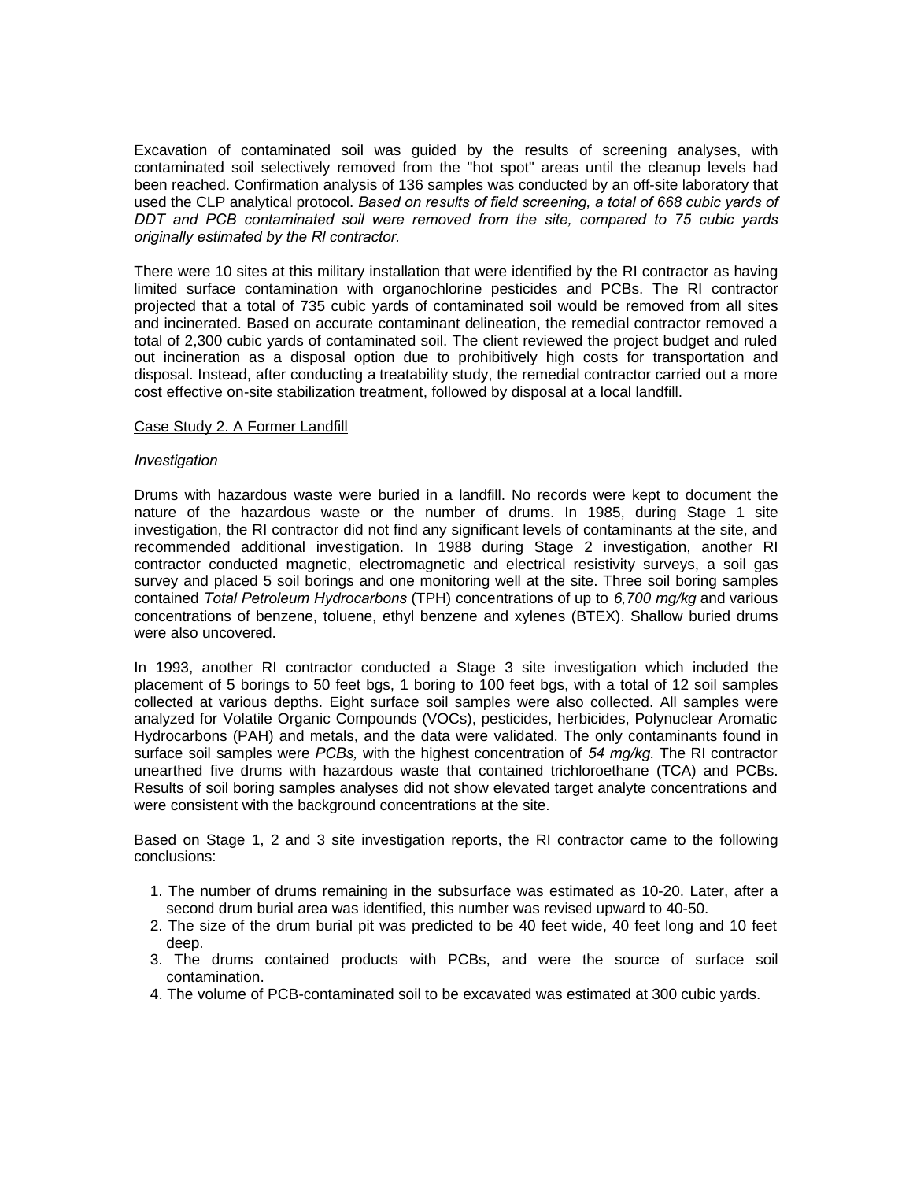Excavation of contaminated soil was guided by the results of screening analyses, with contaminated soil selectively removed from the "hot spot" areas until the cleanup levels had been reached. Confirmation analysis of 136 samples was conducted by an off-site laboratory that used the CLP analytical protocol. *Based on results of field screening, a total of 668 cubic yards of DDT and PCB contaminated soil were removed from the site, compared to 75 cubic yards originally estimated by the RI contractor.*

There were 10 sites at this military installation that were identified by the RI contractor as having limited surface contamination with organochlorine pesticides and PCBs. The RI contractor projected that a total of 735 cubic yards of contaminated soil would be removed from all sites and incinerated. Based on accurate contaminant delineation, the remedial contractor removed a total of 2,300 cubic yards of contaminated soil. The client reviewed the project budget and ruled out incineration as a disposal option due to prohibitively high costs for transportation and disposal. Instead, after conducting a treatability study, the remedial contractor carried out a more cost effective on-site stabilization treatment, followed by disposal at a local landfill.

<u>Case Study 2. A Former Landfill</u>

*Investigation*

Drums with hazardous waste were buried in a landfill. No records were kept to document the nature of the hazardous waste or the number of drums. In 1985, during Stage 1 site investigation, the RI contractor did not find any significant levels of contaminants at the site, and recommended additional investigation. In 1988 during Stage 2 investigation, another RI contractor conducted magnetic, electromagnetic and electrical resistivity surveys, a soil gas survey and placed 5 soil borings and one monitoring well at the site. Three soil boring samples contained *Total Petroleum Hydrocarbons* (TPH) concentrations of up to *6,700 mg/kg* and various concentrations of benzene, toluene, ethyl benzene and xylenes (BTEX). Shallow buried drums were also uncovered.

In 1993, another RI contractor conducted a Stage 3 site investigation which included the placement of 5 borings to 50 feet bgs, 1 boring to 100 feet bgs, with a total of 12 soil samples collected at various depths. Eight surface soil samples were also collected. All samples were analyzed for Volatile Organic Compounds (VOCs), pesticides, herbicides, Polynuclear Aromatic Hydrocarbons (PAH) and metals, and the data were validated. The only contaminants found in surface soil samples were *PCBs,* with the highest concentration of *54 mg/kg.* The RI contractor unearthed five drums with hazardous waste that contained trichloroethane (TCA) and PCBs. Results of soil boring samples analyses did not show elevated target analyte concentrations and were consistent with the background concentrations at the site.

Based on Stage 1, 2 and 3 site investigation reports, the RI contractor came to the following conclusions:

1. The number of drums remaining in the subsurface was estimated as 10-20. Later, after a second drum burial area was identified, this number was revised upward to 40-50.
2. The size of the drum burial pit was predicted to be 40 feet wide, 40 feet long and 10 feet deep.
3. The drums contained products with PCBs, and were the source of surface soil contamination.
4. The volume of PCB-contaminated soil to be excavated was estimated at 300 cubic yards.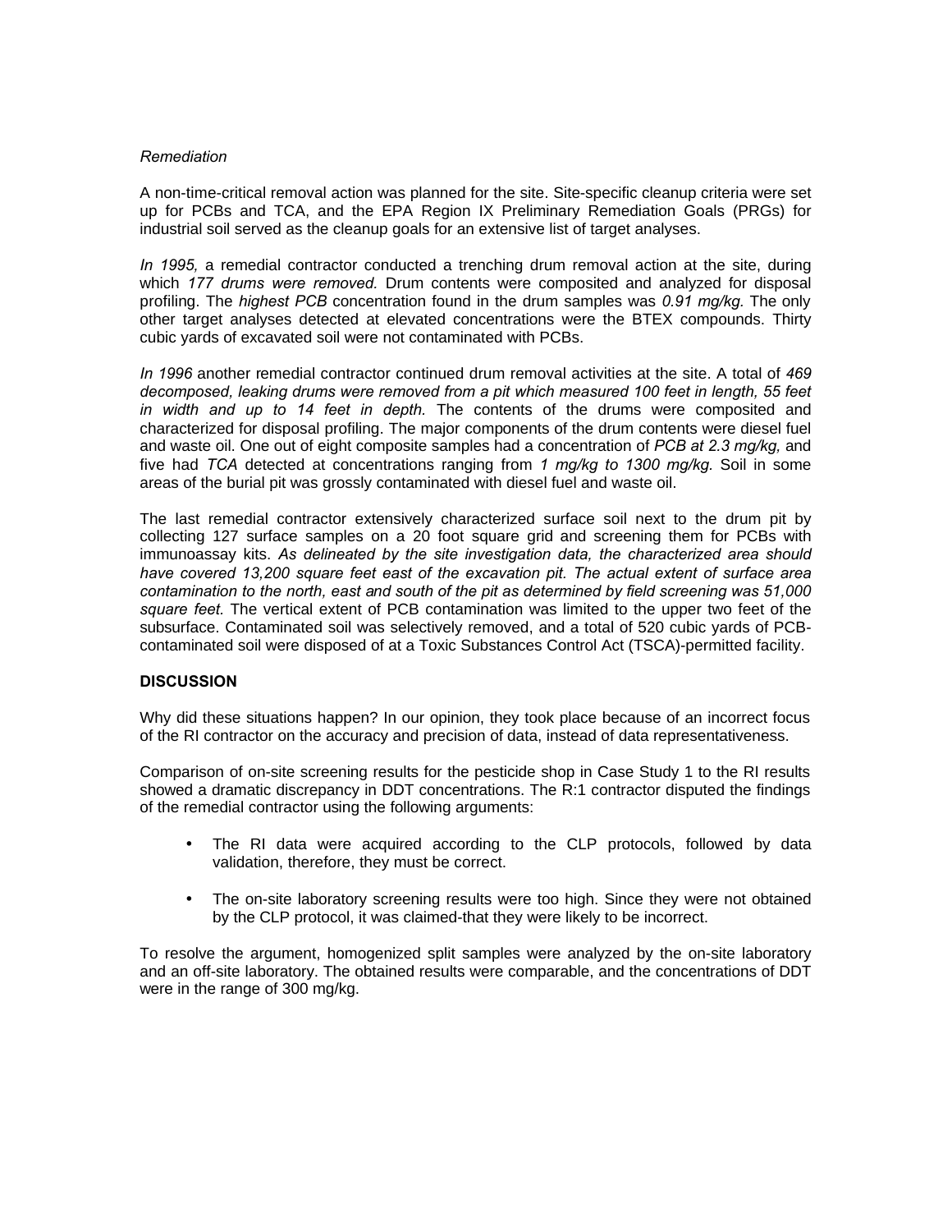*Remediation*

A non-time-critical removal action was planned for the site. Site-specific cleanup criteria were set up for PCBs and TCA, and the EPA Region IX Preliminary Remediation Goals (PRGs) for industrial soil served as the cleanup goals for an extensive list of target analyses.

*In 1995,* a remedial contractor conducted a trenching drum removal action at the site, during which *177 drums were removed.* Drum contents were composited and analyzed for disposal profiling. The *highest PCB* concentration found in the drum samples was *0.91 mg/kg.* The only other target analyses detected at elevated concentrations were the BTEX compounds. Thirty cubic yards of excavated soil were not contaminated with PCBs.

*In 1996* another remedial contractor continued drum removal activities at the site. A total of *469 decomposed, leaking drums were removed from a pit which measured 100 feet in length, 55 feet in width and up to 14 feet in depth.* The contents of the drums were composited and characterized for disposal profiling. The major components of the drum contents were diesel fuel and waste oil. One out of eight composite samples had a concentration of *PCB at 2.3 mg/kg,* and five had *TCA* detected at concentrations ranging from *1 mg/kg to 1300 mg/kg.* Soil in some areas of the burial pit was grossly contaminated with diesel fuel and waste oil.

The last remedial contractor extensively characterized surface soil next to the drum pit by collecting 127 surface samples on a 20 foot square grid and screening them for PCBs with immunoassay kits. *As delineated by the site investigation data, the characterized area should have covered 13,200 square feet east of the excavation pit. The actual extent of surface area contamination to the north, east and south of the pit as determined by field screening was 51,000 square feet.* The vertical extent of PCB contamination was limited to the upper two feet of the subsurface. Contaminated soil was selectively removed, and a total of 520 cubic yards of PCB-contaminated soil were disposed of at a Toxic Substances Control Act (TSCA)-permitted facility.

## DISCUSSION

Why did these situations happen? In our opinion, they took place because of an incorrect focus of the RI contractor on the accuracy and precision of data, instead of data representativeness.

Comparison of on-site screening results for the pesticide shop in Case Study 1 to the RI results showed a dramatic discrepancy in DDT concentrations. The R:1 contractor disputed the findings of the remedial contractor using the following arguments:

- The RI data were acquired according to the CLP protocols, followed by data validation, therefore, they must be correct.
- The on-site laboratory screening results were too high. Since they were not obtained by the CLP protocol, it was claimed-that they were likely to be incorrect.

To resolve the argument, homogenized split samples were analyzed by the on-site laboratory and an off-site laboratory. The obtained results were comparable, and the concentrations of DDT were in the range of 300 mg/kg.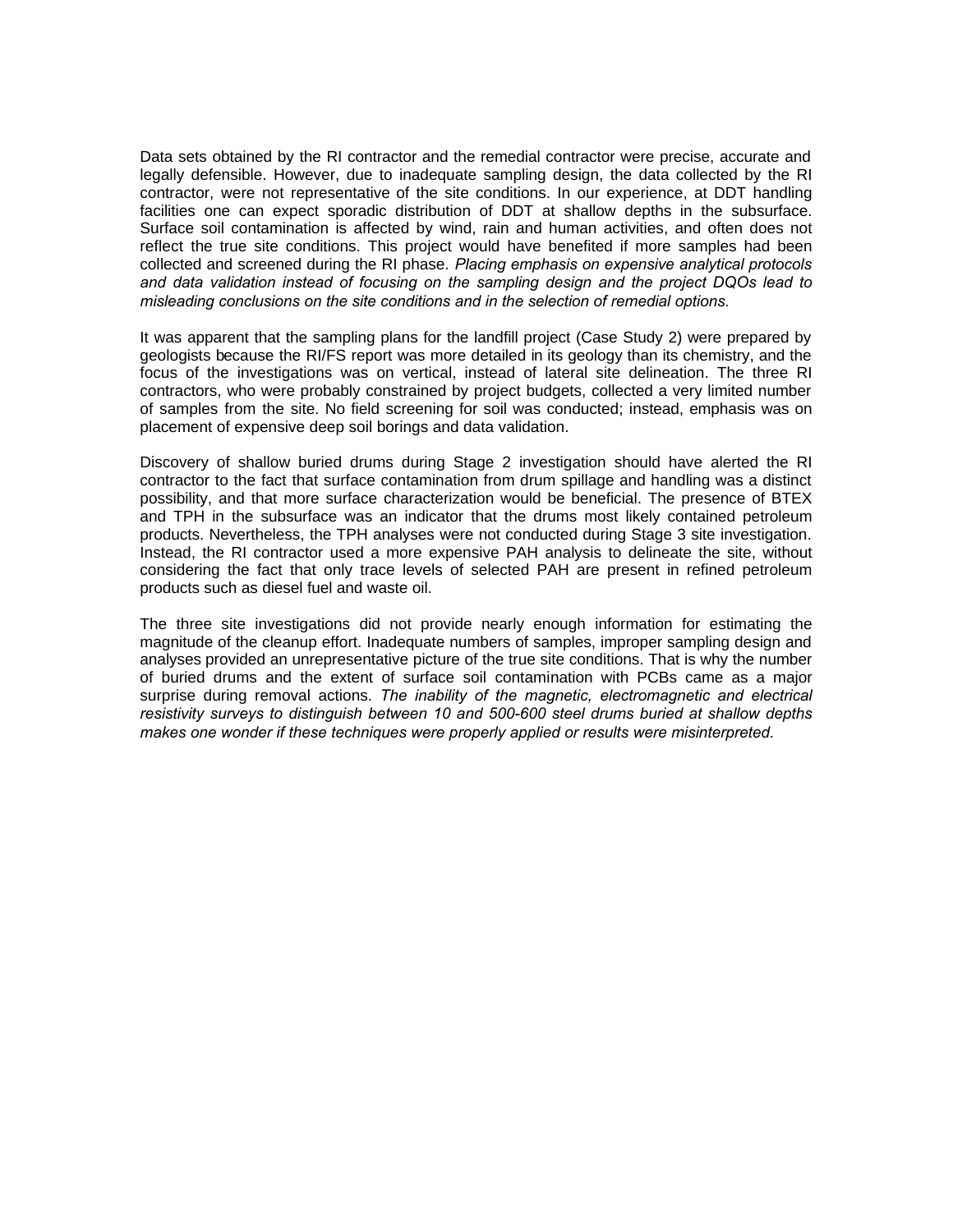Data sets obtained by the RI contractor and the remedial contractor were precise, accurate and legally defensible. However, due to inadequate sampling design, the data collected by the RI contractor, were not representative of the site conditions. In our experience, at DDT handling facilities one can expect sporadic distribution of DDT at shallow depths in the subsurface. Surface soil contamination is affected by wind, rain and human activities, and often does not reflect the true site conditions. This project would have benefited if more samples had been collected and screened during the RI phase. *Placing emphasis on expensive analytical protocols and data validation instead of focusing on the sampling design and the project DQOs lead to misleading conclusions on the site conditions and in the selection of remedial options.*

It was apparent that the sampling plans for the landfill project (Case Study 2) were prepared by geologists because the RI/FS report was more detailed in its geology than its chemistry, and the focus of the investigations was on vertical, instead of lateral site delineation. The three RI contractors, who were probably constrained by project budgets, collected a very limited number of samples from the site. No field screening for soil was conducted; instead, emphasis was on placement of expensive deep soil borings and data validation.

Discovery of shallow buried drums during Stage 2 investigation should have alerted the RI contractor to the fact that surface contamination from drum spillage and handling was a distinct possibility, and that more surface characterization would be beneficial. The presence of BTEX and TPH in the subsurface was an indicator that the drums most likely contained petroleum products. Nevertheless, the TPH analyses were not conducted during Stage 3 site investigation. Instead, the RI contractor used a more expensive PAH analysis to delineate the site, without considering the fact that only trace levels of selected PAH are present in refined petroleum products such as diesel fuel and waste oil.

The three site investigations did not provide nearly enough information for estimating the magnitude of the cleanup effort. Inadequate numbers of samples, improper sampling design and analyses provided an unrepresentative picture of the true site conditions. That is why the number of buried drums and the extent of surface soil contamination with PCBs came as a major surprise during removal actions. *The inability of the magnetic, electromagnetic and electrical resistivity surveys to distinguish between 10 and 500-600 steel drums buried at shallow depths makes one wonder if these techniques were properly applied or results were misinterpreted.*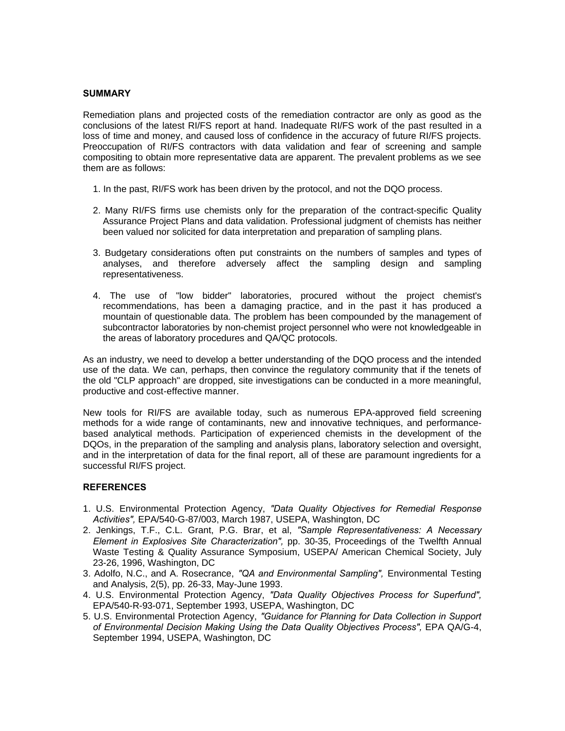## SUMMARY

Remediation plans and projected costs of the remediation contractor are only as good as the conclusions of the latest RI/FS report at hand. Inadequate RI/FS work of the past resulted in a loss of time and money, and caused loss of confidence in the accuracy of future RI/FS projects. Preoccupation of RI/FS contractors with data validation and fear of screening and sample compositing to obtain more representative data are apparent. The prevalent problems as we see them are as follows:

1. In the past, RI/FS work has been driven by the protocol, and not the DQO process.

2. Many RI/FS firms use chemists only for the preparation of the contract-specific Quality Assurance Project Plans and data validation. Professional judgment of chemists has neither been valued nor solicited for data interpretation and preparation of sampling plans.

3. Budgetary considerations often put constraints on the numbers of samples and types of analyses, and therefore adversely affect the sampling design and sampling representativeness.

4. The use of "low bidder" laboratories, procured without the project chemist's recommendations, has been a damaging practice, and in the past it has produced a mountain of questionable data. The problem has been compounded by the management of subcontractor laboratories by non-chemist project personnel who were not knowledgeable in the areas of laboratory procedures and QA/QC protocols.

As an industry, we need to develop a better understanding of the DQO process and the intended use of the data. We can, perhaps, then convince the regulatory community that if the tenets of the old "CLP approach" are dropped, site investigations can be conducted in a more meaningful, productive and cost-effective manner.

New tools for RI/FS are available today, such as numerous EPA-approved field screening methods for a wide range of contaminants, new and innovative techniques, and performance-based analytical methods. Participation of experienced chemists in the development of the DQOs, in the preparation of the sampling and analysis plans, laboratory selection and oversight, and in the interpretation of data for the final report, all of these are paramount ingredients for a successful RI/FS project.

## REFERENCES

1. U.S. Environmental Protection Agency, *"Data Quality Objectives for Remedial Response Activities",* EPA/540-G-87/003, March 1987, USEPA, Washington, DC
2. Jenkings, T.F., C.L. Grant, P.G. Brar, et al, *"Sample Representativeness: A Necessary Element in Explosives Site Characterization",* pp. 30-35, Proceedings of the Twelfth Annual Waste Testing & Quality Assurance Symposium, USEPA/ American Chemical Society, July 23-26, 1996, Washington, DC
3. Adolfo, N.C., and A. Rosecrance, *"QA and Environmental Sampling",* Environmental Testing and Analysis, 2(5), pp. 26-33, May-June 1993.
4. U.S. Environmental Protection Agency, *"Data Quality Objectives Process for Superfund",* EPA/540-R-93-071, September 1993, USEPA, Washington, DC
5. U.S. Environmental Protection Agency, *"Guidance for Planning for Data Collection in Support of Environmental Decision Making Using the Data Quality Objectives Process",* EPA QA/G-4, September 1994, USEPA, Washington, DC